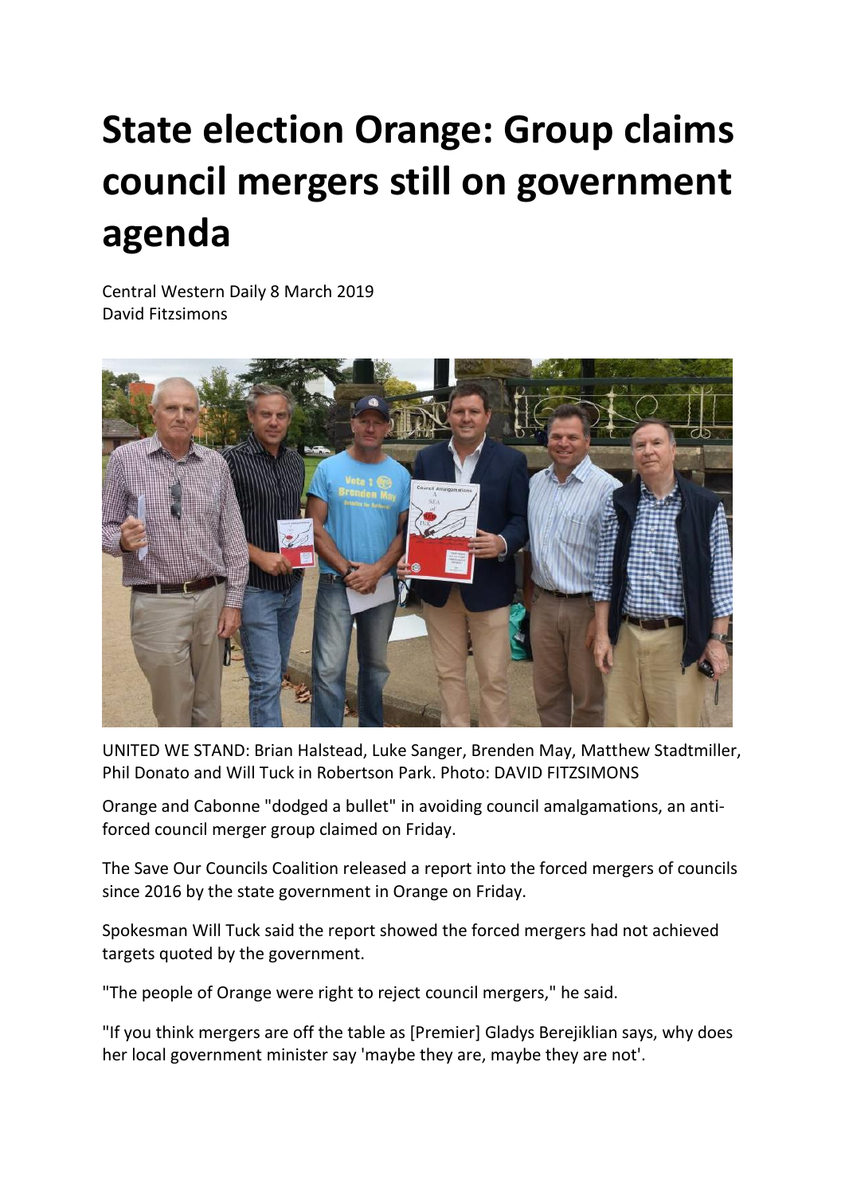# State election Orange: Group claims council mergers still on government agenda

Central Western Daily 8 March 2019
David Fitzsimons

UNITED WE STAND: Brian Halstead, Luke Sanger, Brenden May, Matthew Stadtmiller, Phil Donato and Will Tuck in Robertson Park. Photo: DAVID FITZSIMONS

Orange and Cabonne "dodged a bullet" in avoiding council amalgamations, an anti-forced council merger group claimed on Friday.

The Save Our Councils Coalition released a report into the forced mergers of councils since 2016 by the state government in Orange on Friday.

Spokesman Will Tuck said the report showed the forced mergers had not achieved targets quoted by the government.

"The people of Orange were right to reject council mergers," he said.

"If you think mergers are off the table as [Premier] Gladys Berejiklian says, why does her local government minister say 'maybe they are, maybe they are not'.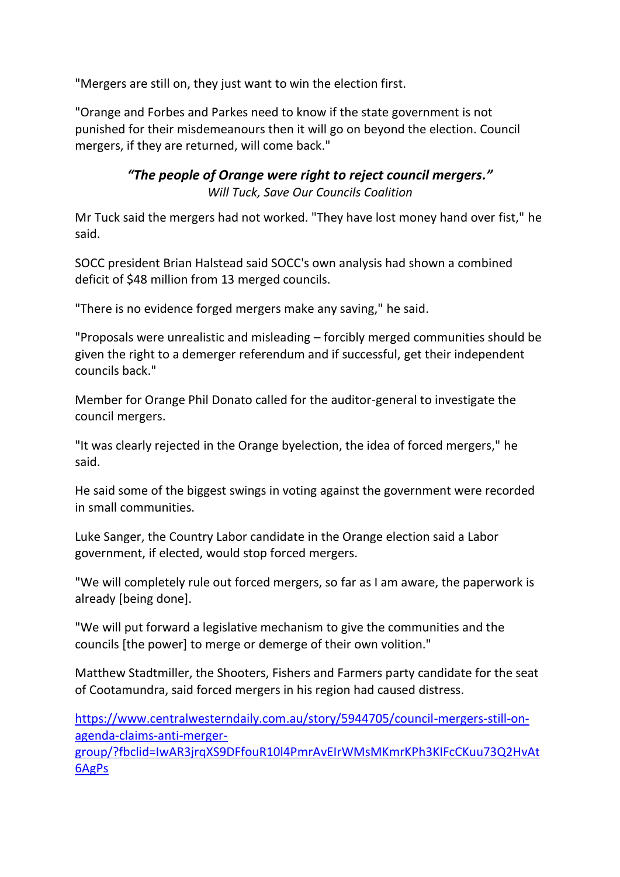"Mergers are still on, they just want to win the election first.

"Orange and Forbes and Parkes need to know if the state government is not punished for their misdemeanours then it will go on beyond the election. Council mergers, if they are returned, will come back."

> ***"The people of Orange were right to reject council mergers."***
> *Will Tuck, Save Our Councils Coalition*

Mr Tuck said the mergers had not worked. "They have lost money hand over fist," he said.

SOCC president Brian Halstead said SOCC's own analysis had shown a combined deficit of $48 million from 13 merged councils.

"There is no evidence forged mergers make any saving," he said.

"Proposals were unrealistic and misleading – forcibly merged communities should be given the right to a demerger referendum and if successful, get their independent councils back."

Member for Orange Phil Donato called for the auditor-general to investigate the council mergers.

"It was clearly rejected in the Orange byelection, the idea of forced mergers," he said.

He said some of the biggest swings in voting against the government were recorded in small communities.

Luke Sanger, the Country Labor candidate in the Orange election said a Labor government, if elected, would stop forced mergers.

"We will completely rule out forced mergers, so far as I am aware, the paperwork is already [being done].

"We will put forward a legislative mechanism to give the communities and the councils [the power] to merge or demerge of their own volition."

Matthew Stadtmiller, the Shooters, Fishers and Farmers party candidate for the seat of Cootamundra, said forced mergers in his region had caused distress.

[https://www.centralwesterndaily.com.au/story/5944705/council-mergers-still-on-agenda-claims-anti-merger-group/?fbclid=IwAR3jrqXS9DFfouR10l4PmrAvEIrWMsMKmrKPh3KIFcCKuu73Q2HvAt6AgPs](https://www.centralwesterndaily.com.au/story/5944705/council-mergers-still-on-agenda-claims-anti-merger-group/?fbclid=IwAR3jrqXS9DFfouR10l4PmrAvEIrWMsMKmrKPh3KIFcCKuu73Q2HvAt6AgPs)